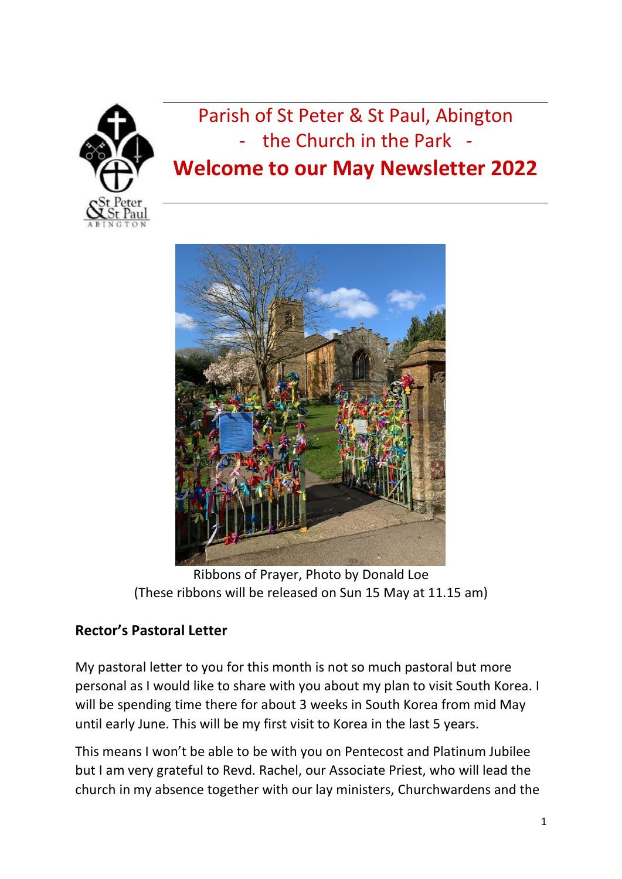Parish of St Peter & St Paul, Abington

\- the Church in the Park -

# Welcome to our May Newsletter 2022

Ribbons of Prayer, Photo by Donald Loe
(These ribbons will be released on Sun 15 May at 11.15 am)

## Rector's Pastoral Letter

My pastoral letter to you for this month is not so much pastoral but more personal as I would like to share with you about my plan to visit South Korea. I will be spending time there for about 3 weeks in South Korea from mid May until early June. This will be my first visit to Korea in the last 5 years.

This means I won't be able to be with you on Pentecost and Platinum Jubilee but I am very grateful to Revd. Rachel, our Associate Priest, who will lead the church in my absence together with our lay ministers, Churchwardens and the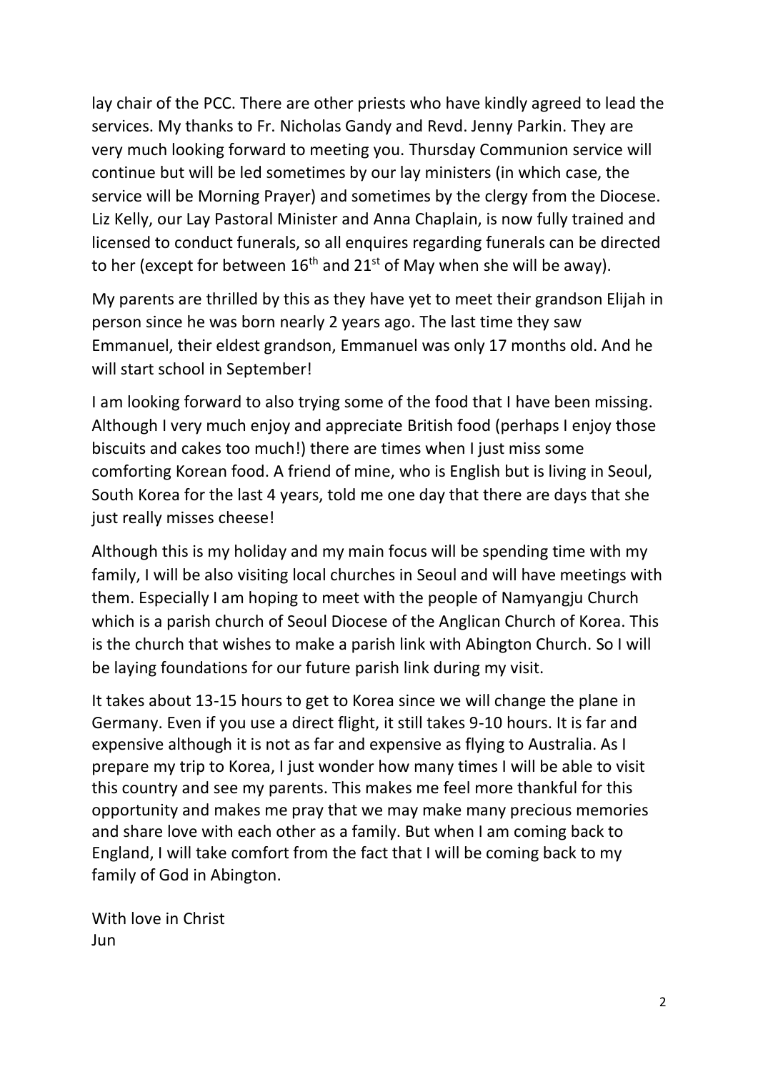lay chair of the PCC. There are other priests who have kindly agreed to lead the services. My thanks to Fr. Nicholas Gandy and Revd. Jenny Parkin. They are very much looking forward to meeting you. Thursday Communion service will continue but will be led sometimes by our lay ministers (in which case, the service will be Morning Prayer) and sometimes by the clergy from the Diocese. Liz Kelly, our Lay Pastoral Minister and Anna Chaplain, is now fully trained and licensed to conduct funerals, so all enquires regarding funerals can be directed to her (except for between 16th and 21st of May when she will be away).

My parents are thrilled by this as they have yet to meet their grandson Elijah in person since he was born nearly 2 years ago. The last time they saw Emmanuel, their eldest grandson, Emmanuel was only 17 months old. And he will start school in September!

I am looking forward to also trying some of the food that I have been missing. Although I very much enjoy and appreciate British food (perhaps I enjoy those biscuits and cakes too much!) there are times when I just miss some comforting Korean food. A friend of mine, who is English but is living in Seoul, South Korea for the last 4 years, told me one day that there are days that she just really misses cheese!

Although this is my holiday and my main focus will be spending time with my family, I will be also visiting local churches in Seoul and will have meetings with them. Especially I am hoping to meet with the people of Namyangju Church which is a parish church of Seoul Diocese of the Anglican Church of Korea. This is the church that wishes to make a parish link with Abington Church. So I will be laying foundations for our future parish link during my visit.

It takes about 13-15 hours to get to Korea since we will change the plane in Germany. Even if you use a direct flight, it still takes 9-10 hours. It is far and expensive although it is not as far and expensive as flying to Australia. As I prepare my trip to Korea, I just wonder how many times I will be able to visit this country and see my parents. This makes me feel more thankful for this opportunity and makes me pray that we may make many precious memories and share love with each other as a family. But when I am coming back to England, I will take comfort from the fact that I will be coming back to my family of God in Abington.

With love in Christ
Jun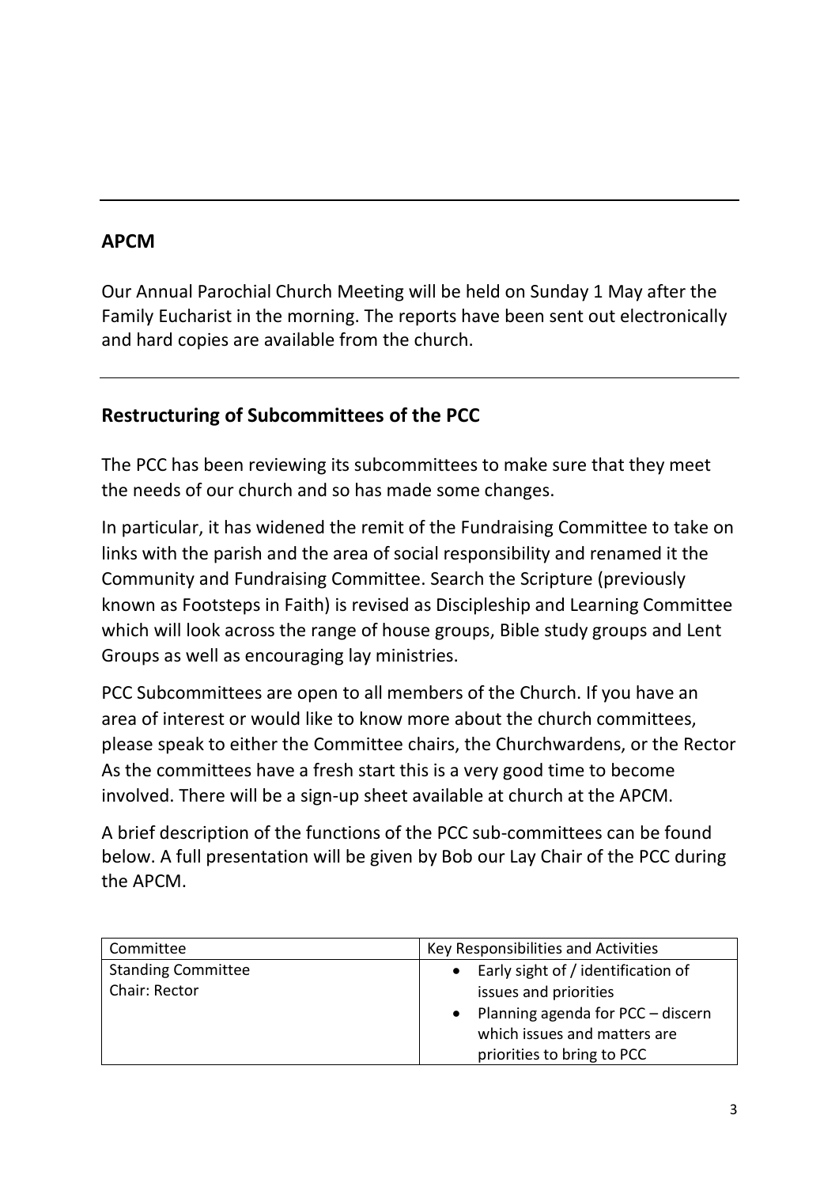## APCM

Our Annual Parochial Church Meeting will be held on Sunday 1 May after the Family Eucharist in the morning. The reports have been sent out electronically and hard copies are available from the church.

---

## Restructuring of Subcommittees of the PCC

The PCC has been reviewing its subcommittees to make sure that they meet the needs of our church and so has made some changes.

In particular, it has widened the remit of the Fundraising Committee to take on links with the parish and the area of social responsibility and renamed it the Community and Fundraising Committee. Search the Scripture (previously known as Footsteps in Faith) is revised as Discipleship and Learning Committee which will look across the range of house groups, Bible study groups and Lent Groups as well as encouraging lay ministries.

PCC Subcommittees are open to all members of the Church. If you have an area of interest or would like to know more about the church committees, please speak to either the Committee chairs, the Churchwardens, or the Rector As the committees have a fresh start this is a very good time to become involved. There will be a sign-up sheet available at church at the APCM.

A brief description of the functions of the PCC sub-committees can be found below. A full presentation will be given by Bob our Lay Chair of the PCC during the APCM.

| Committee | Key Responsibilities and Activities |
|---|---|
| Standing Committee<br>Chair: Rector | • Early sight of / identification of issues and priorities<br>• Planning agenda for PCC – discern which issues and matters are priorities to bring to PCC |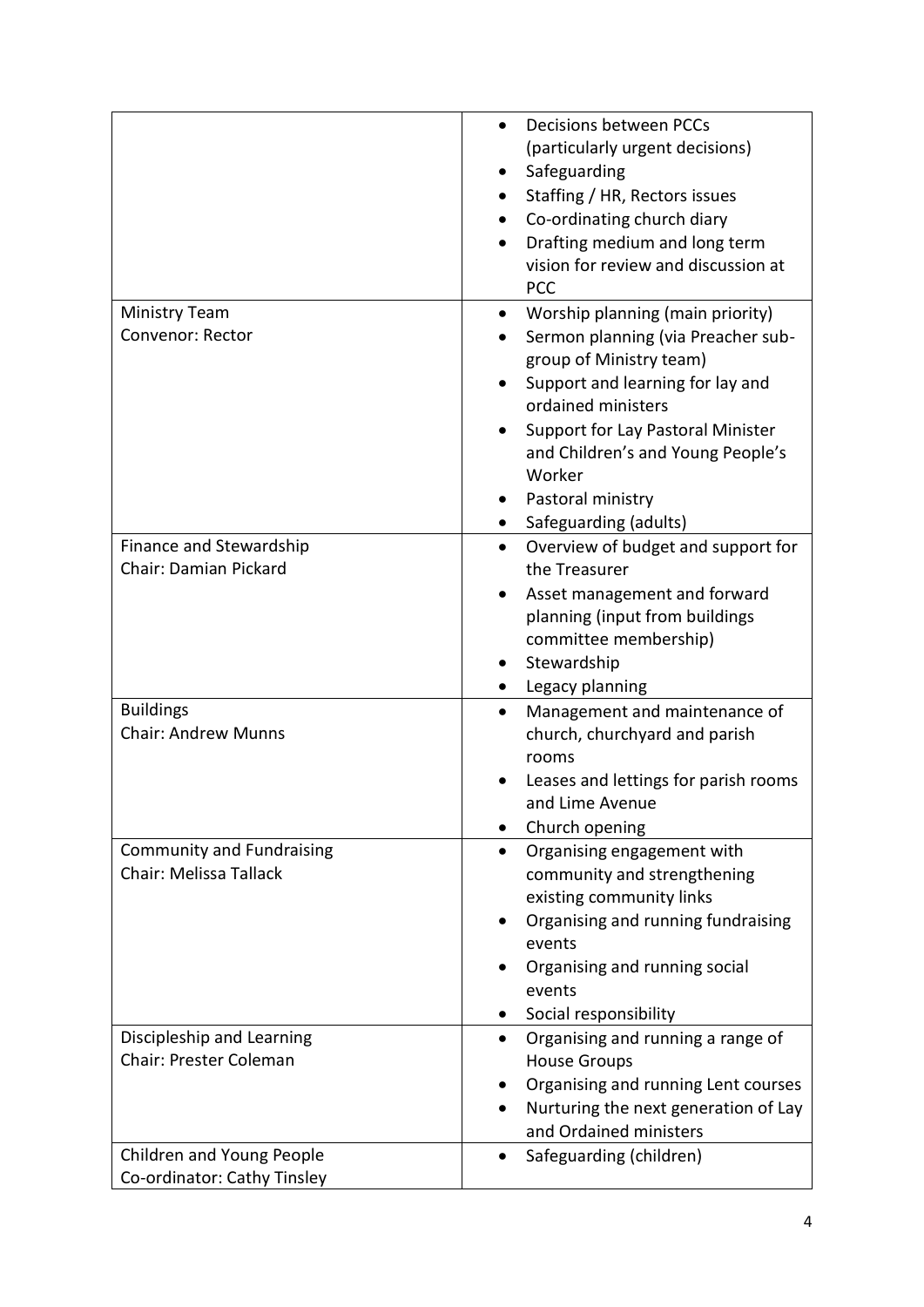| | |
|---|---|
| | • Decisions between PCCs (particularly urgent decisions)<br>• Safeguarding<br>• Staffing / HR, Rectors issues<br>• Co-ordinating church diary<br>• Drafting medium and long term vision for review and discussion at PCC |
| Ministry Team<br>Convenor: Rector | • Worship planning (main priority)<br>• Sermon planning (via Preacher sub-group of Ministry team)<br>• Support and learning for lay and ordained ministers<br>• Support for Lay Pastoral Minister and Children's and Young People's Worker<br>• Pastoral ministry<br>• Safeguarding (adults) |
| Finance and Stewardship<br>Chair: Damian Pickard | • Overview of budget and support for the Treasurer<br>• Asset management and forward planning (input from buildings committee membership)<br>• Stewardship<br>• Legacy planning |
| Buildings<br>Chair: Andrew Munns | • Management and maintenance of church, churchyard and parish rooms<br>• Leases and lettings for parish rooms and Lime Avenue<br>• Church opening |
| Community and Fundraising<br>Chair: Melissa Tallack | • Organising engagement with community and strengthening existing community links<br>• Organising and running fundraising events<br>• Organising and running social events<br>• Social responsibility |
| Discipleship and Learning<br>Chair: Prester Coleman | • Organising and running a range of House Groups<br>• Organising and running Lent courses<br>• Nurturing the next generation of Lay and Ordained ministers |
| Children and Young People<br>Co-ordinator: Cathy Tinsley | • Safeguarding (children) |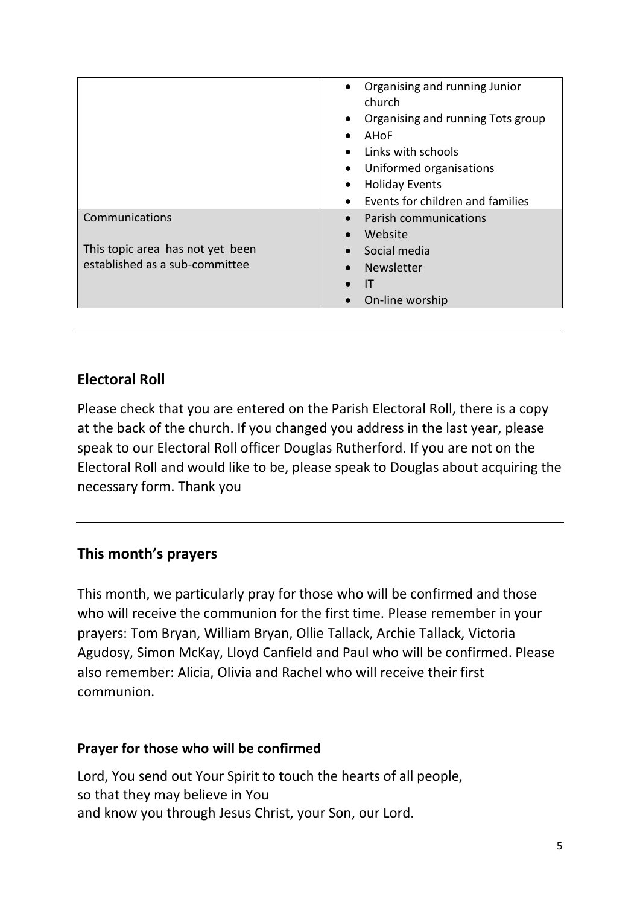| | |
|---|---|
| | • Organising and running Junior church<br>• Organising and running Tots group<br>• AHoF<br>• Links with schools<br>• Uniformed organisations<br>• Holiday Events<br>• Events for children and families |
| Communications<br><br>This topic area has not yet been established as a sub-committee | • Parish communications<br>• Website<br>• Social media<br>• Newsletter<br>• IT<br>• On-line worship |

---

## Electoral Roll

Please check that you are entered on the Parish Electoral Roll, there is a copy at the back of the church. If you changed you address in the last year, please speak to our Electoral Roll officer Douglas Rutherford. If you are not on the Electoral Roll and would like to be, please speak to Douglas about acquiring the necessary form. Thank you

---

## This month's prayers

This month, we particularly pray for those who will be confirmed and those who will receive the communion for the first time. Please remember in your prayers: Tom Bryan, William Bryan, Ollie Tallack, Archie Tallack, Victoria Agudosy, Simon McKay, Lloyd Canfield and Paul who will be confirmed. Please also remember: Alicia, Olivia and Rachel who will receive their first communion.

### Prayer for those who will be confirmed

Lord, You send out Your Spirit to touch the hearts of all people,
so that they may believe in You
and know you through Jesus Christ, your Son, our Lord.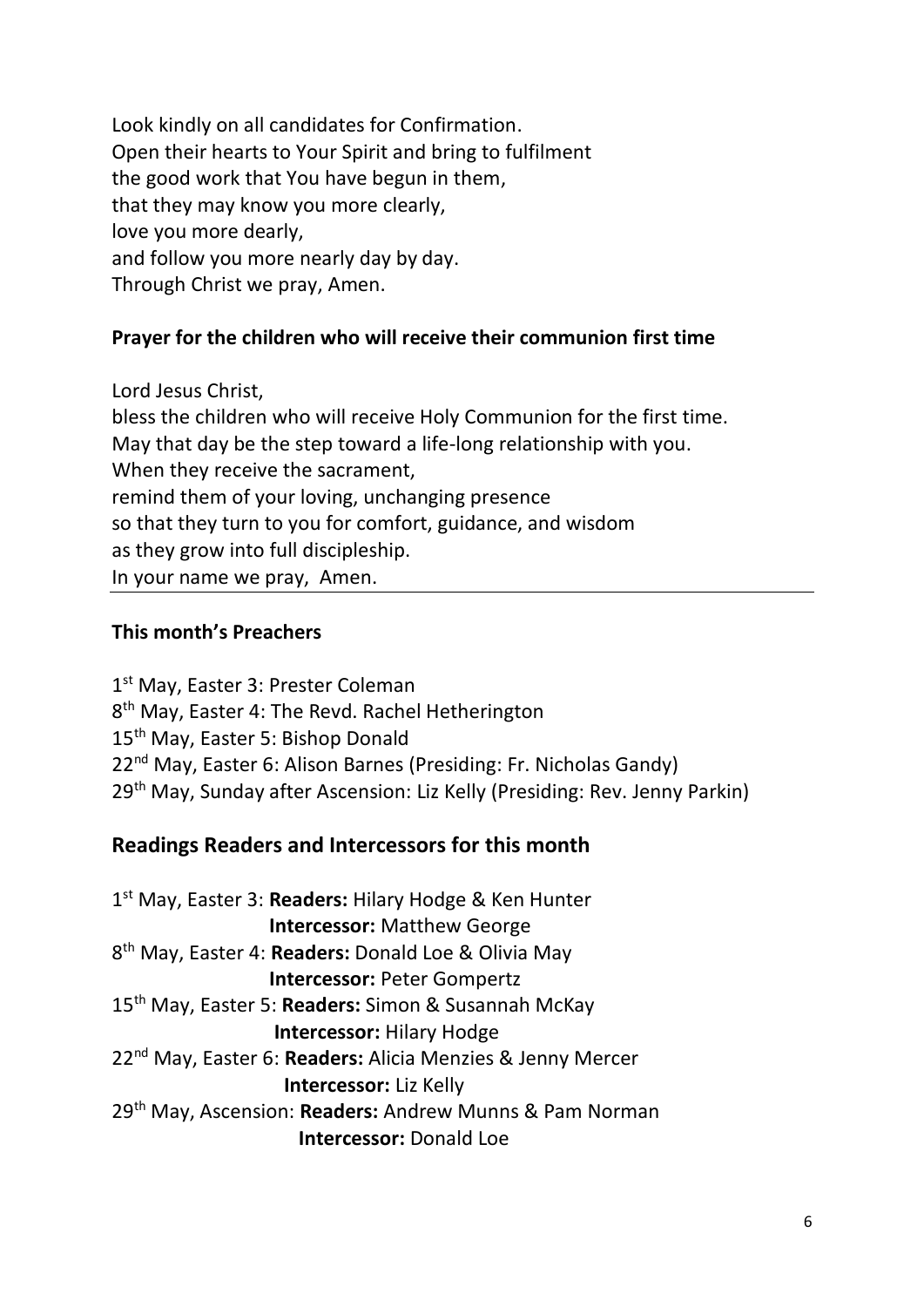Look kindly on all candidates for Confirmation.
Open their hearts to Your Spirit and bring to fulfilment
the good work that You have begun in them,
that they may know you more clearly,
love you more dearly,
and follow you more nearly day by day.
Through Christ we pray, Amen.

**Prayer for the children who will receive their communion first time**

Lord Jesus Christ,
bless the children who will receive Holy Communion for the first time.
May that day be the step toward a life-long relationship with you.
When they receive the sacrament,
remind them of your loving, unchanging presence
so that they turn to you for comfort, guidance, and wisdom
as they grow into full discipleship.
In your name we pray, Amen.

---

**This month's Preachers**

1st May, Easter 3: Prester Coleman
8th May, Easter 4: The Revd. Rachel Hetherington
15th May, Easter 5: Bishop Donald
22nd May, Easter 6: Alison Barnes (Presiding: Fr. Nicholas Gandy)
29th May, Sunday after Ascension: Liz Kelly (Presiding: Rev. Jenny Parkin)

## Readings Readers and Intercessors for this month

1st May, Easter 3: **Readers:** Hilary Hodge & Ken Hunter
**Intercessor:** Matthew George
8th May, Easter 4: **Readers:** Donald Loe & Olivia May
**Intercessor:** Peter Gompertz
15th May, Easter 5: **Readers:** Simon & Susannah McKay
**Intercessor:** Hilary Hodge
22nd May, Easter 6: **Readers:** Alicia Menzies & Jenny Mercer
**Intercessor:** Liz Kelly
29th May, Ascension: **Readers:** Andrew Munns & Pam Norman
**Intercessor:** Donald Loe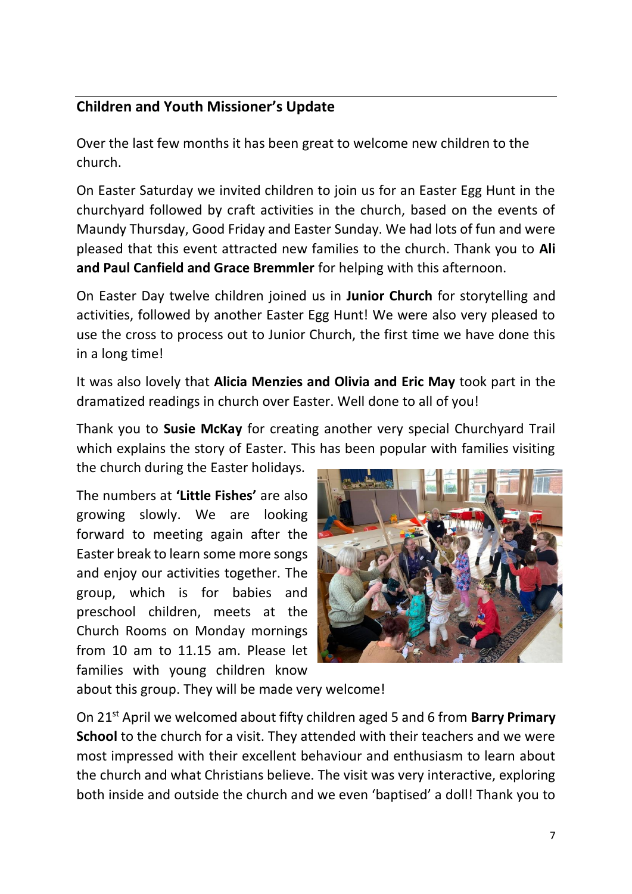## Children and Youth Missioner's Update

Over the last few months it has been great to welcome new children to the church.

On Easter Saturday we invited children to join us for an Easter Egg Hunt in the churchyard followed by craft activities in the church, based on the events of Maundy Thursday, Good Friday and Easter Sunday. We had lots of fun and were pleased that this event attracted new families to the church. Thank you to **Ali and Paul Canfield and Grace Bremmler** for helping with this afternoon.

On Easter Day twelve children joined us in **Junior Church** for storytelling and activities, followed by another Easter Egg Hunt! We were also very pleased to use the cross to process out to Junior Church, the first time we have done this in a long time!

It was also lovely that **Alicia Menzies and Olivia and Eric May** took part in the dramatized readings in church over Easter. Well done to all of you!

Thank you to **Susie McKay** for creating another very special Churchyard Trail which explains the story of Easter. This has been popular with families visiting the church during the Easter holidays.

The numbers at **'Little Fishes'** are also growing slowly. We are looking forward to meeting again after the Easter break to learn some more songs and enjoy our activities together. The group, which is for babies and preschool children, meets at the Church Rooms on Monday mornings from 10 am to 11.15 am. Please let families with young children know about this group. They will be made very welcome!

On 21st April we welcomed about fifty children aged 5 and 6 from **Barry Primary School** to the church for a visit. They attended with their teachers and we were most impressed with their excellent behaviour and enthusiasm to learn about the church and what Christians believe. The visit was very interactive, exploring both inside and outside the church and we even 'baptised' a doll! Thank you to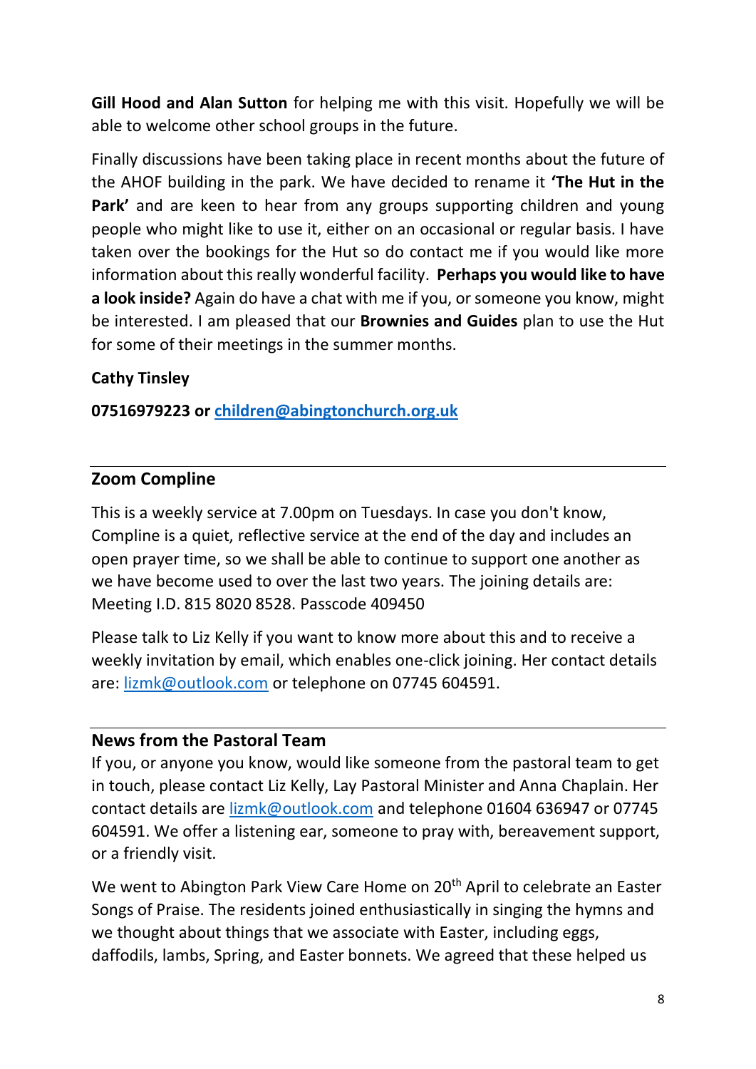**Gill Hood and Alan Sutton** for helping me with this visit. Hopefully we will be able to welcome other school groups in the future.

Finally discussions have been taking place in recent months about the future of the AHOF building in the park. We have decided to rename it **'The Hut in the Park'** and are keen to hear from any groups supporting children and young people who might like to use it, either on an occasional or regular basis. I have taken over the bookings for the Hut so do contact me if you would like more information about this really wonderful facility. **Perhaps you would like to have a look inside?** Again do have a chat with me if you, or someone you know, might be interested. I am pleased that our **Brownies and Guides** plan to use the Hut for some of their meetings in the summer months.

**Cathy Tinsley**

**07516979223 or [children@abingtonchurch.org.uk](mailto:children@abingtonchurch.org.uk)**

## Zoom Compline

This is a weekly service at 7.00pm on Tuesdays. In case you don't know, Compline is a quiet, reflective service at the end of the day and includes an open prayer time, so we shall be able to continue to support one another as we have become used to over the last two years. The joining details are: Meeting I.D. 815 8020 8528. Passcode 409450

Please talk to Liz Kelly if you want to know more about this and to receive a weekly invitation by email, which enables one-click joining. Her contact details are: [lizmk@outlook.com](mailto:lizmk@outlook.com) or telephone on 07745 604591.

## News from the Pastoral Team

If you, or anyone you know, would like someone from the pastoral team to get in touch, please contact Liz Kelly, Lay Pastoral Minister and Anna Chaplain. Her contact details are [lizmk@outlook.com](mailto:lizmk@outlook.com) and telephone 01604 636947 or 07745 604591. We offer a listening ear, someone to pray with, bereavement support, or a friendly visit.

We went to Abington Park View Care Home on 20th April to celebrate an Easter Songs of Praise. The residents joined enthusiastically in singing the hymns and we thought about things that we associate with Easter, including eggs, daffodils, lambs, Spring, and Easter bonnets. We agreed that these helped us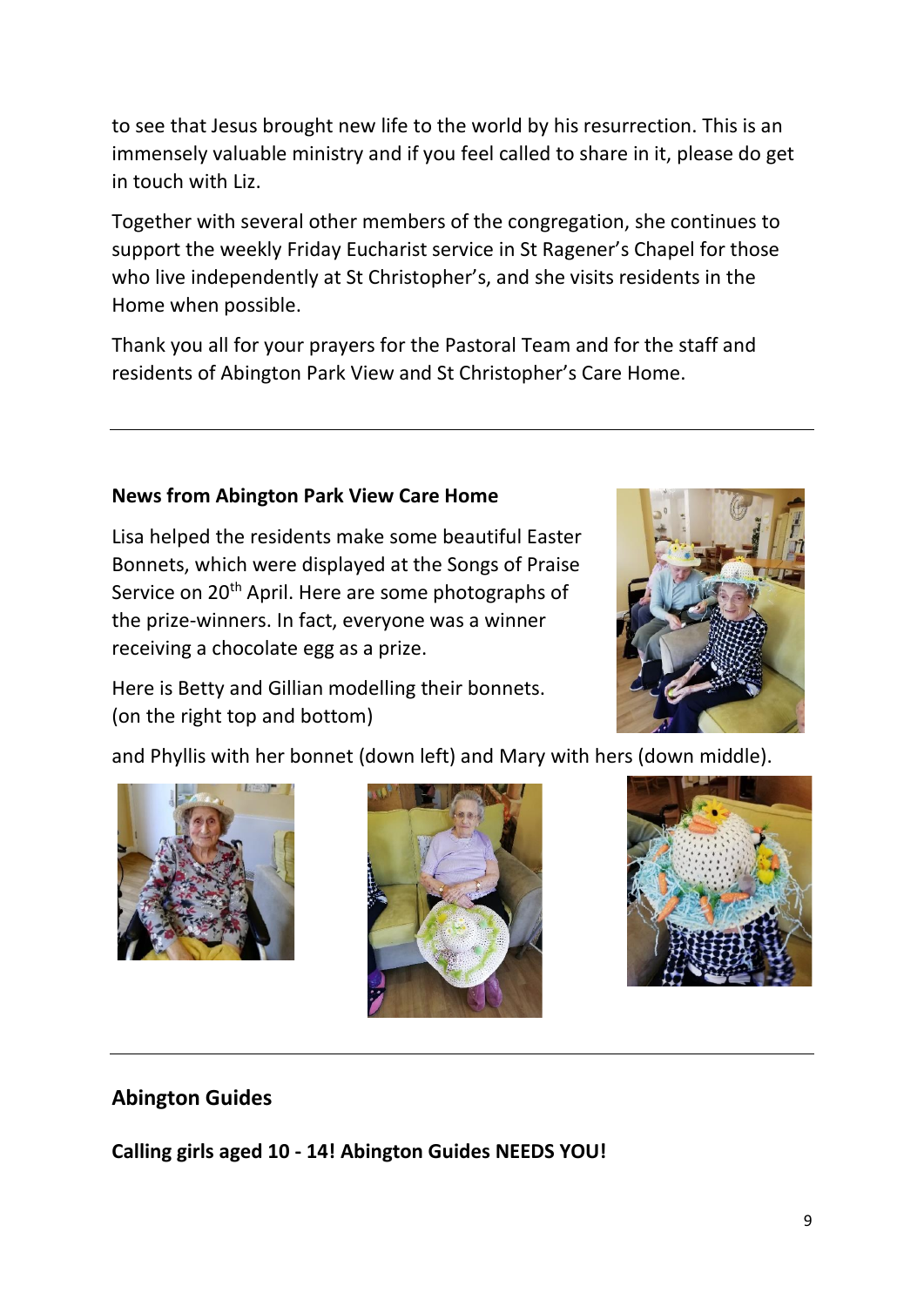to see that Jesus brought new life to the world by his resurrection. This is an immensely valuable ministry and if you feel called to share in it, please do get in touch with Liz.

Together with several other members of the congregation, she continues to support the weekly Friday Eucharist service in St Ragener's Chapel for those who live independently at St Christopher's, and she visits residents in the Home when possible.

Thank you all for your prayers for the Pastoral Team and for the staff and residents of Abington Park View and St Christopher's Care Home.

---

**News from Abington Park View Care Home**

Lisa helped the residents make some beautiful Easter Bonnets, which were displayed at the Songs of Praise Service on 20th April. Here are some photographs of the prize-winners. In fact, everyone was a winner receiving a chocolate egg as a prize.

Here is Betty and Gillian modelling their bonnets. (on the right top and bottom)

and Phyllis with her bonnet (down left) and Mary with hers (down middle).

---

## Abington Guides

**Calling girls aged 10 - 14! Abington Guides NEEDS YOU!**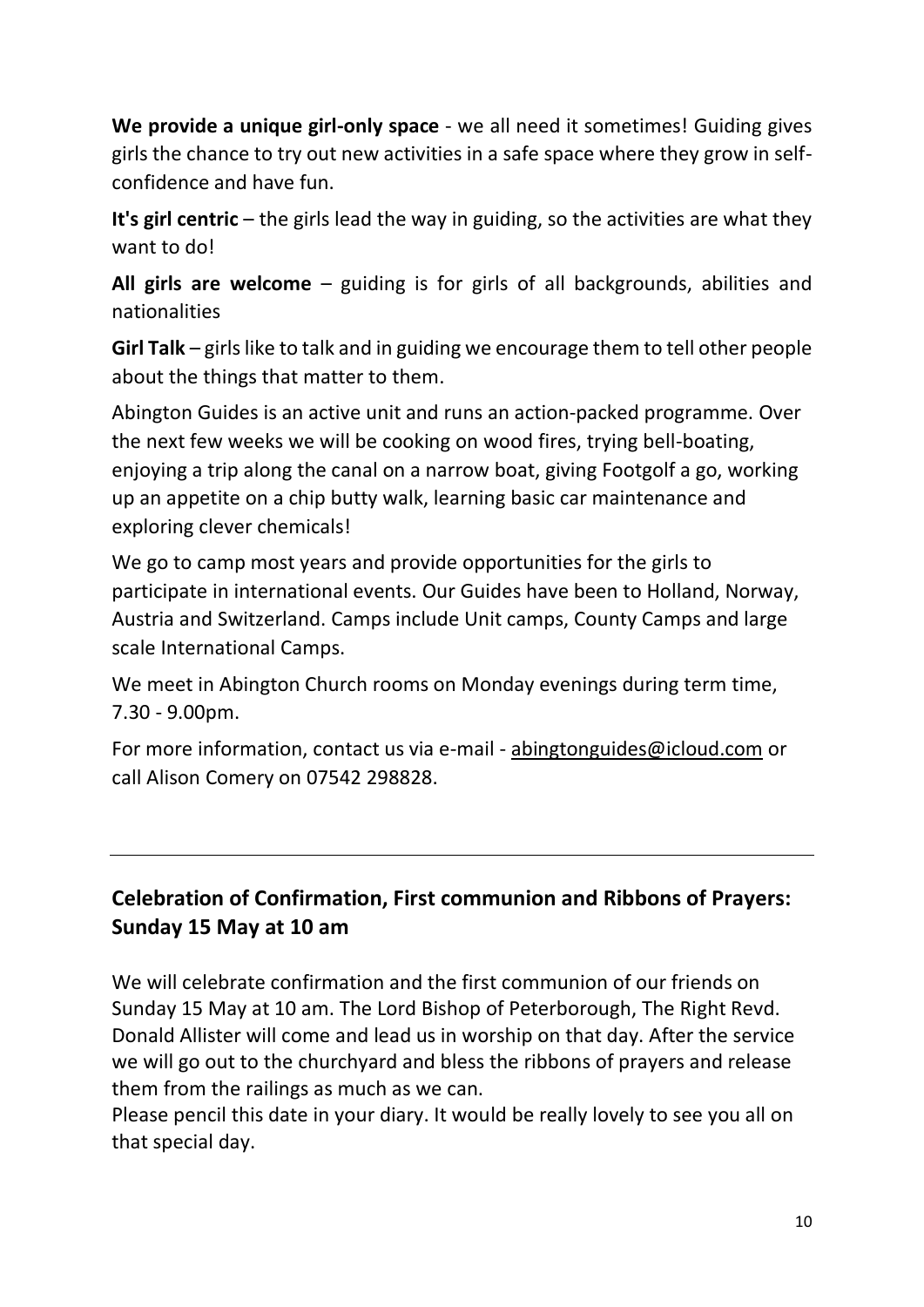**We provide a unique girl-only space** - we all need it sometimes! Guiding gives girls the chance to try out new activities in a safe space where they grow in self-confidence and have fun.

**It's girl centric** – the girls lead the way in guiding, so the activities are what they want to do!

**All girls are welcome** – guiding is for girls of all backgrounds, abilities and nationalities

**Girl Talk** – girls like to talk and in guiding we encourage them to tell other people about the things that matter to them.

Abington Guides is an active unit and runs an action-packed programme. Over the next few weeks we will be cooking on wood fires, trying bell-boating, enjoying a trip along the canal on a narrow boat, giving Footgolf a go, working up an appetite on a chip butty walk, learning basic car maintenance and exploring clever chemicals!

We go to camp most years and provide opportunities for the girls to participate in international events. Our Guides have been to Holland, Norway, Austria and Switzerland. Camps include Unit camps, County Camps and large scale International Camps.

We meet in Abington Church rooms on Monday evenings during term time, 7.30 - 9.00pm.

For more information, contact us via e-mail - abingtonguides@icloud.com or call Alison Comery on 07542 298828.

---

## Celebration of Confirmation, First communion and Ribbons of Prayers: Sunday 15 May at 10 am

We will celebrate confirmation and the first communion of our friends on Sunday 15 May at 10 am. The Lord Bishop of Peterborough, The Right Revd. Donald Allister will come and lead us in worship on that day. After the service we will go out to the churchyard and bless the ribbons of prayers and release them from the railings as much as we can.
Please pencil this date in your diary. It would be really lovely to see you all on that special day.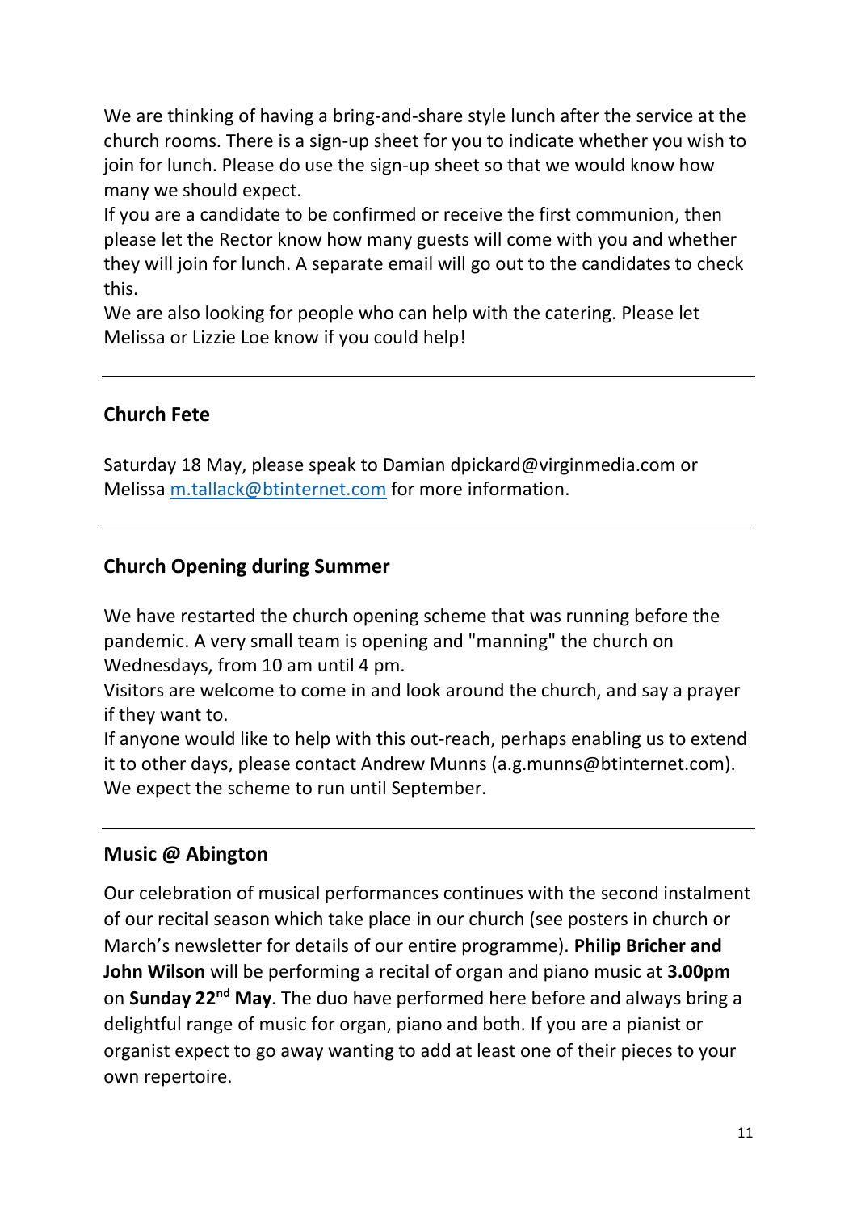We are thinking of having a bring-and-share style lunch after the service at the church rooms. There is a sign-up sheet for you to indicate whether you wish to join for lunch. Please do use the sign-up sheet so that we would know how many we should expect.

If you are a candidate to be confirmed or receive the first communion, then please let the Rector know how many guests will come with you and whether they will join for lunch. A separate email will go out to the candidates to check this.

We are also looking for people who can help with the catering. Please let Melissa or Lizzie Loe know if you could help!

---

## Church Fete

Saturday 18 May, please speak to Damian dpickard@virginmedia.com or Melissa m.tallack@btinternet.com for more information.

---

## Church Opening during Summer

We have restarted the church opening scheme that was running before the pandemic. A very small team is opening and "manning" the church on Wednesdays, from 10 am until 4 pm.

Visitors are welcome to come in and look around the church, and say a prayer if they want to.

If anyone would like to help with this out-reach, perhaps enabling us to extend it to other days, please contact Andrew Munns (a.g.munns@btinternet.com). We expect the scheme to run until September.

---

## Music @ Abington

Our celebration of musical performances continues with the second instalment of our recital season which take place in our church (see posters in church or March's newsletter for details of our entire programme). **Philip Bricher and John Wilson** will be performing a recital of organ and piano music at **3.00pm** on **Sunday 22nd May**. The duo have performed here before and always bring a delightful range of music for organ, piano and both. If you are a pianist or organist expect to go away wanting to add at least one of their pieces to your own repertoire.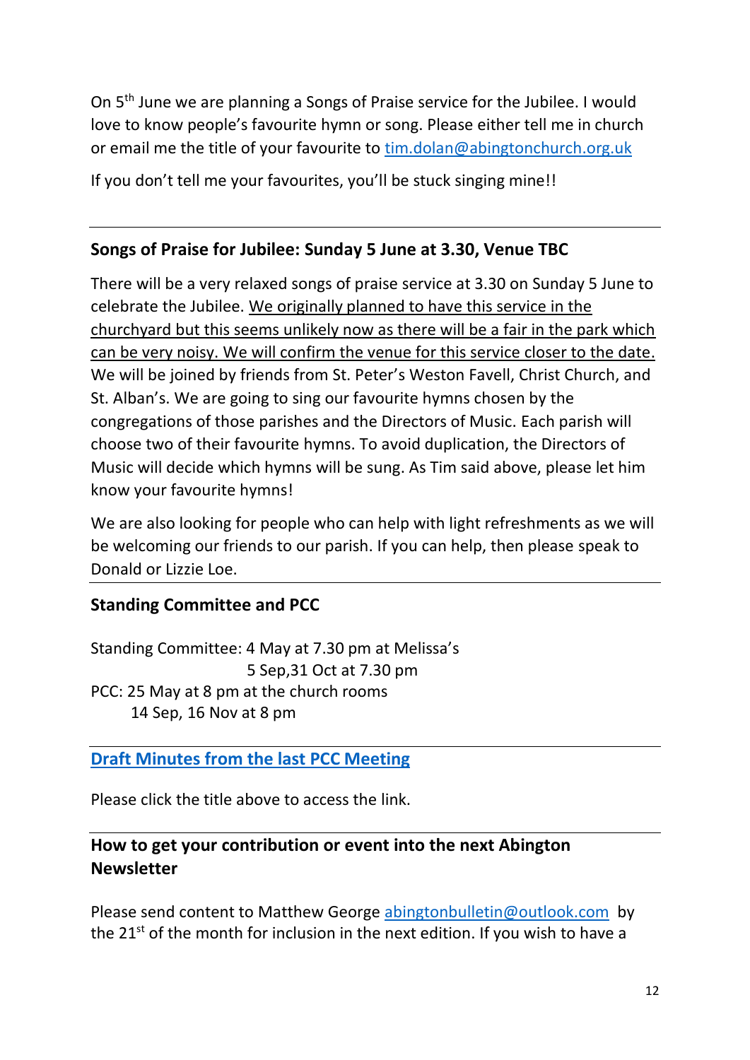On 5th June we are planning a Songs of Praise service for the Jubilee. I would love to know people's favourite hymn or song. Please either tell me in church or email me the title of your favourite to tim.dolan@abingtonchurch.org.uk

If you don't tell me your favourites, you'll be stuck singing mine!!

---

## Songs of Praise for Jubilee: Sunday 5 June at 3.30, Venue TBC

There will be a very relaxed songs of praise service at 3.30 on Sunday 5 June to celebrate the Jubilee. We originally planned to have this service in the churchyard but this seems unlikely now as there will be a fair in the park which can be very noisy. We will confirm the venue for this service closer to the date. We will be joined by friends from St. Peter's Weston Favell, Christ Church, and St. Alban's. We are going to sing our favourite hymns chosen by the congregations of those parishes and the Directors of Music. Each parish will choose two of their favourite hymns. To avoid duplication, the Directors of Music will decide which hymns will be sung. As Tim said above, please let him know your favourite hymns!

We are also looking for people who can help with light refreshments as we will be welcoming our friends to our parish. If you can help, then please speak to Donald or Lizzie Loe.

---

## Standing Committee and PCC

Standing Committee: 4 May at 7.30 pm at Melissa's
5 Sep,31 Oct at 7.30 pm
PCC: 25 May at 8 pm at the church rooms
14 Sep, 16 Nov at 8 pm

---

## Draft Minutes from the last PCC Meeting

Please click the title above to access the link.

---

## How to get your contribution or event into the next Abington Newsletter

Please send content to Matthew George abingtonbulletin@outlook.com by the 21st of the month for inclusion in the next edition. If you wish to have a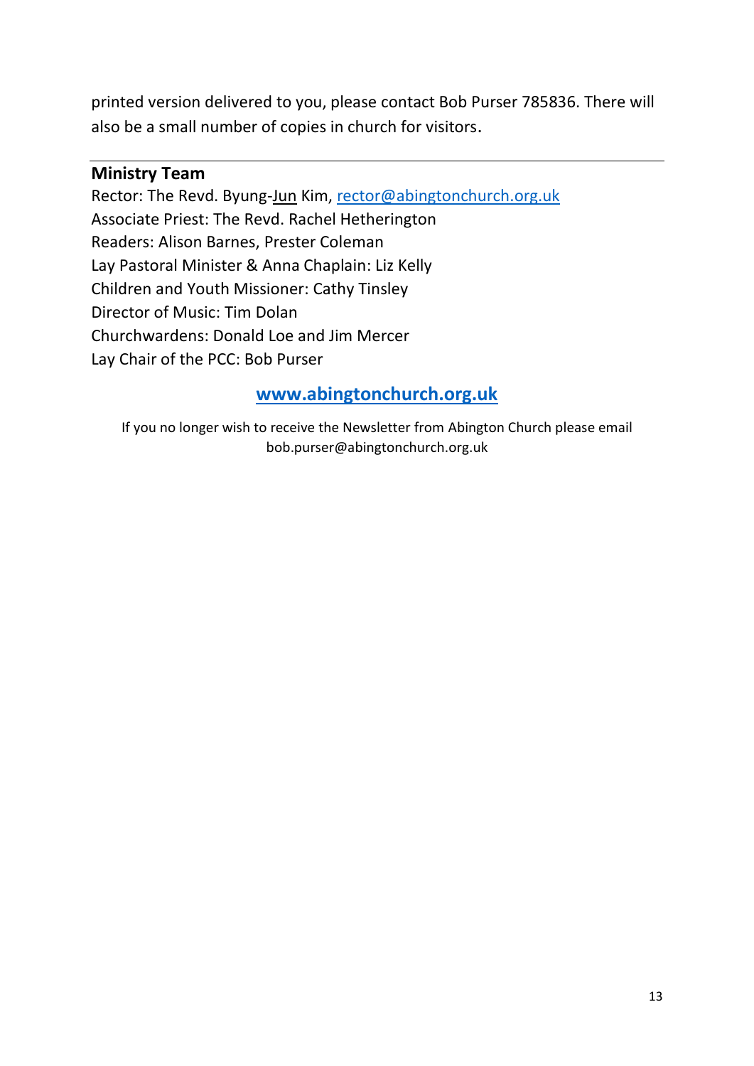printed version delivered to you, please contact Bob Purser 785836. There will also be a small number of copies in church for visitors.

---

**Ministry Team**

Rector: The Revd. Byung-Jun Kim, rector@abingtonchurch.org.uk
Associate Priest: The Revd. Rachel Hetherington
Readers: Alison Barnes, Prester Coleman
Lay Pastoral Minister & Anna Chaplain: Liz Kelly
Children and Youth Missioner: Cathy Tinsley
Director of Music: Tim Dolan
Churchwardens: Donald Loe and Jim Mercer
Lay Chair of the PCC: Bob Purser

**www.abingtonchurch.org.uk**

If you no longer wish to receive the Newsletter from Abington Church please email bob.purser@abingtonchurch.org.uk